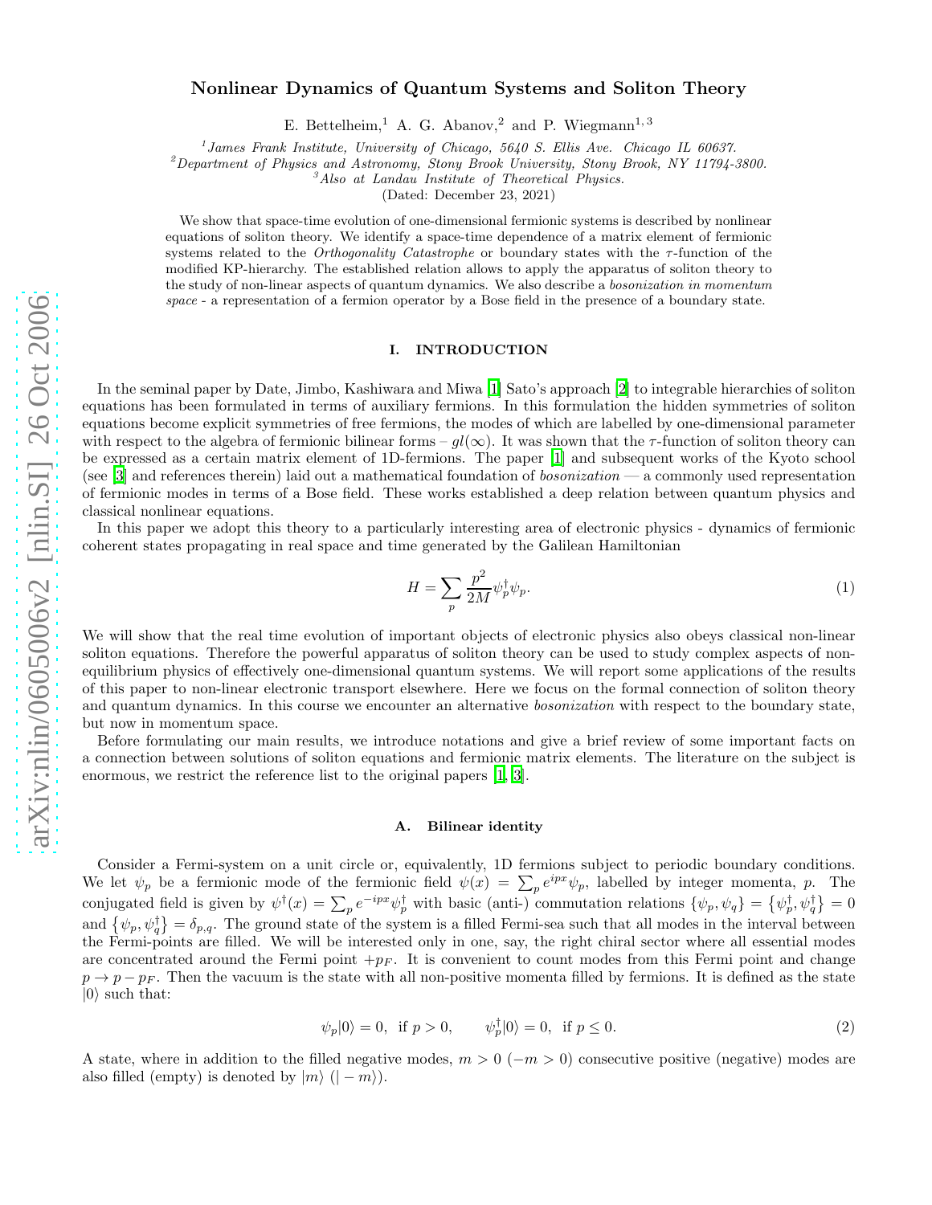# Nonlinear Dynamics of Quantum Systems and Soliton Theory

E. Bettelheim,[1] A. G. Abanov,[2] and P. Wiegmann[1,3]

[1] *James Frank Institute, University of Chicago, 5640 S. Ellis Ave. Chicago IL 60637.*
[2] *Department of Physics and Astronomy, Stony Brook University, Stony Brook, NY 11794-3800.*
[3] *Also at Landau Institute of Theoretical Physics.*

(Dated: December 23, 2021)

We show that space-time evolution of one-dimensional fermionic systems is described by nonlinear equations of soliton theory. We identify a space-time dependence of a matrix element of fermionic systems related to the *Orthogonality Catastrophe* or boundary states with the $\tau$-function of the modified KP-hierarchy. The established relation allows to apply the apparatus of soliton theory to the study of non-linear aspects of quantum dynamics. We also describe a *bosonization in momentum space* - a representation of a fermion operator by a Bose field in the presence of a boundary state.

## I. INTRODUCTION

In the seminal paper by Date, Jimbo, Kashiwara and Miwa [1] Sato's approach [2] to integrable hierarchies of soliton equations has been formulated in terms of auxiliary fermions. In this formulation the hidden symmetries of soliton equations become explicit symmetries of free fermions, the modes of which are labelled by one-dimensional parameter with respect to the algebra of fermionic bilinear forms – $gl(\infty)$. It was shown that the $\tau$-function of soliton theory can be expressed as a certain matrix element of 1D-fermions. The paper [1] and subsequent works of the Kyoto school (see [3] and references therein) laid out a mathematical foundation of *bosonization* — a commonly used representation of fermionic modes in terms of a Bose field. These works established a deep relation between quantum physics and classical nonlinear equations.

In this paper we adopt this theory to a particularly interesting area of electronic physics - dynamics of fermionic coherent states propagating in real space and time generated by the Galilean Hamiltonian

$$H = \sum_p \frac{p^2}{2M}\psi_p^\dagger\psi_p. \tag{1}$$

We will show that the real time evolution of important objects of electronic physics also obeys classical non-linear soliton equations. Therefore the powerful apparatus of soliton theory can be used to study complex aspects of non-equilibrium physics of effectively one-dimensional quantum systems. We will report some applications of the results of this paper to non-linear electronic transport elsewhere. Here we focus on the formal connection of soliton theory and quantum dynamics. In this course we encounter an alternative *bosonization* with respect to the boundary state, but now in momentum space.

Before formulating our main results, we introduce notations and give a brief review of some important facts on a connection between solutions of soliton equations and fermionic matrix elements. The literature on the subject is enormous, we restrict the reference list to the original papers [1, 3].

### A. Bilinear identity

Consider a Fermi-system on a unit circle or, equivalently, 1D fermions subject to periodic boundary conditions. We let $\psi_p$ be a fermionic mode of the fermionic field $\psi(x) = \sum_p e^{ipx}\psi_p$, labelled by integer momenta, $p$. The conjugated field is given by $\psi^\dagger(x) = \sum_p e^{-ipx}\psi_p^\dagger$ with basic (anti-) commutation relations $\{\psi_p, \psi_q\} = \{\psi_p^\dagger, \psi_q^\dagger\} = 0$ and $\{\psi_p, \psi_q^\dagger\} = \delta_{p,q}$. The ground state of the system is a filled Fermi-sea such that all modes in the interval between the Fermi-points are filled. We will be interested only in one, say, the right chiral sector where all essential modes are concentrated around the Fermi point $+p_F$. It is convenient to count modes from this Fermi point and change $p \to p - p_F$. Then the vacuum is the state with all non-positive momenta filled by fermions. It is defined as the state $|0\rangle$ such that:

$$\psi_p|0\rangle = 0, \text{ if } p > 0, \qquad \psi_p^\dagger|0\rangle = 0, \text{ if } p \le 0. \tag{2}$$

A state, where in addition to the filled negative modes, $m > 0$ ($-m > 0$) consecutive positive (negative) modes are also filled (empty) is denoted by $|m\rangle$ ($|-m\rangle$).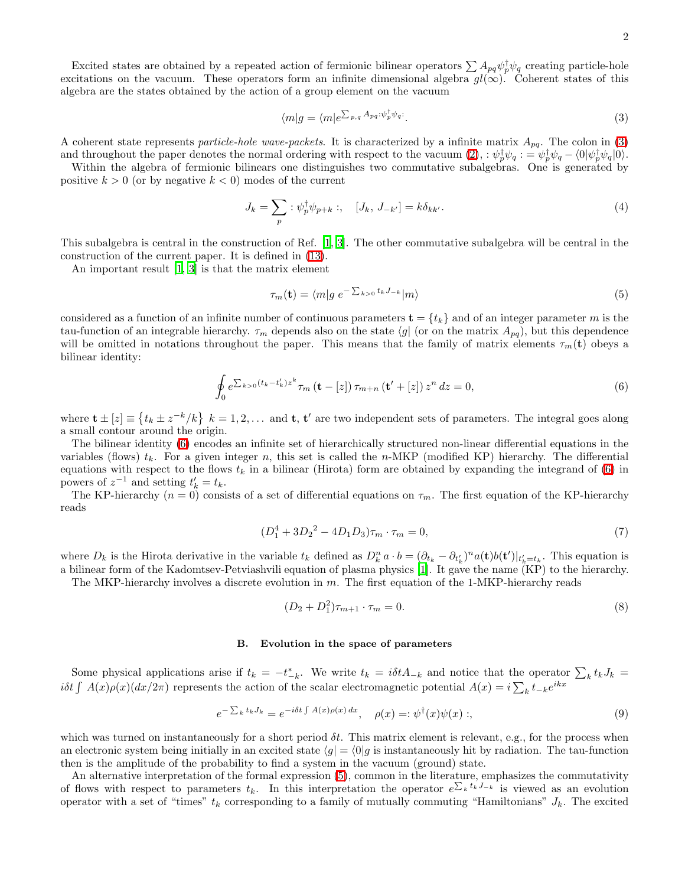Excited states are obtained by a repeated action of fermionic bilinear operators $\sum A_{pq}\psi_p^\dagger\psi_q$ creating particle-hole excitations on the vacuum. These operators form an infinite dimensional algebra $gl(\infty)$. Coherent states of this algebra are the states obtained by the action of a group element on the vacuum

$$\langle m|g = \langle m|e^{\sum_{p,q} A_{pq}:\psi_p^\dagger\psi_q:}. \tag{3}$$

A coherent state represents *particle-hole wave-packets*. It is characterized by a infinite matrix $A_{pq}$. The colon in (3) and throughout the paper denotes the normal ordering with respect to the vacuum (2), $:\psi_p^\dagger\psi_q: = \psi_p^\dagger\psi_q - \langle 0|\psi_p^\dagger\psi_q|0\rangle$.

Within the algebra of fermionic bilinears one distinguishes two commutative subalgebras. One is generated by positive $k > 0$ (or by negative $k < 0$) modes of the current

$$J_k = \sum_p :\psi_p^\dagger\psi_{p+k}:, \quad [J_k,\, J_{-k'}] = k\delta_{kk'}. \tag{4}$$

This subalgebra is central in the construction of Ref. [1, 3]. The other commutative subalgebra will be central in the construction of the current paper. It is defined in (13).

An important result [1, 3] is that the matrix element

$$\tau_m(\mathbf{t}) = \langle m|g\; e^{-\sum_{k>0} t_k J_{-k}}|m\rangle \tag{5}$$

considered as a function of an infinite number of continuous parameters $\mathbf{t} = \{t_k\}$ and of an integer parameter $m$ is the tau-function of an integrable hierarchy. $\tau_m$ depends also on the state $\langle g|$ (or on the matrix $A_{pq}$), but this dependence will be omitted in notations throughout the paper. This means that the family of matrix elements $\tau_m(\mathbf{t})$ obeys a bilinear identity:

$$\oint_0 e^{\sum_{k>0}(t_k - t'_k)z^k}\,\tau_m\left(\mathbf{t} - [z]\right)\tau_{m+n}\left(\mathbf{t}' + [z]\right) z^n\, dz = 0, \tag{6}$$

where $\mathbf{t} \pm [z] \equiv \left\{t_k \pm z^{-k}/k\right\}$ $k = 1, 2, \ldots$ and $\mathbf{t}$, $\mathbf{t}'$ are two independent sets of parameters. The integral goes along a small contour around the origin.

The bilinear identity (6) encodes an infinite set of hierarchically structured non-linear differential equations in the variables (flows) $t_k$. For a given integer $n$, this set is called the $n$-MKP (modified KP) hierarchy. The differential equations with respect to the flows $t_k$ in a bilinear (Hirota) form are obtained by expanding the integrand of (6) in powers of $z^{-1}$ and setting $t'_k = t_k$.

The KP-hierarchy ($n = 0$) consists of a set of differential equations on $\tau_m$. The first equation of the KP-hierarchy reads

$$(D_1^4 + 3{D_2}^2 - 4D_1D_3)\tau_m \cdot \tau_m = 0, \tag{7}$$

where $D_k$ is the Hirota derivative in the variable $t_k$ defined as $D_k^n\, a \cdot b = (\partial_{t_k} - \partial_{t'_k})^n a(\mathbf{t})b(\mathbf{t}')|_{t'_k = t_k}$. This equation is a bilinear form of the Kadomtsev-Petviashvili equation of plasma physics [1]. It gave the name (KP) to the hierarchy.

The MKP-hierarchy involves a discrete evolution in $m$. The first equation of the 1-MKP-hierarchy reads

$$(D_2 + D_1^2)\tau_{m+1} \cdot \tau_m = 0. \tag{8}$$

### B. Evolution in the space of parameters

Some physical applications arise if $t_k = -t_{-k}^*$. We write $t_k = i\delta t A_{-k}$ and notice that the operator $\sum_k t_k J_k = i\delta t \int A(x)\rho(x)(dx/2\pi)$ represents the action of the scalar electromagnetic potential $A(x) = i\sum_k t_{-k}e^{ikx}$

$$e^{-\sum_k t_k J_k} = e^{-i\delta t\int A(x)\rho(x)\, dx}, \quad \rho(x) =: \psi^\dagger(x)\psi(x):, \tag{9}$$

which was turned on instantaneously for a short period $\delta t$. This matrix element is relevant, e.g., for the process when an electronic system being initially in an excited state $\langle g| = \langle 0|g$ is instantaneously hit by radiation. The tau-function then is the amplitude of the probability to find a system in the vacuum (ground) state.

An alternative interpretation of the formal expression (5), common in the literature, emphasizes the commutativity of flows with respect to parameters $t_k$. In this interpretation the operator $e^{\sum_k t_k J_{-k}}$ is viewed as an evolution operator with a set of "times" $t_k$ corresponding to a family of mutually commuting "Hamiltonians" $J_k$. The excited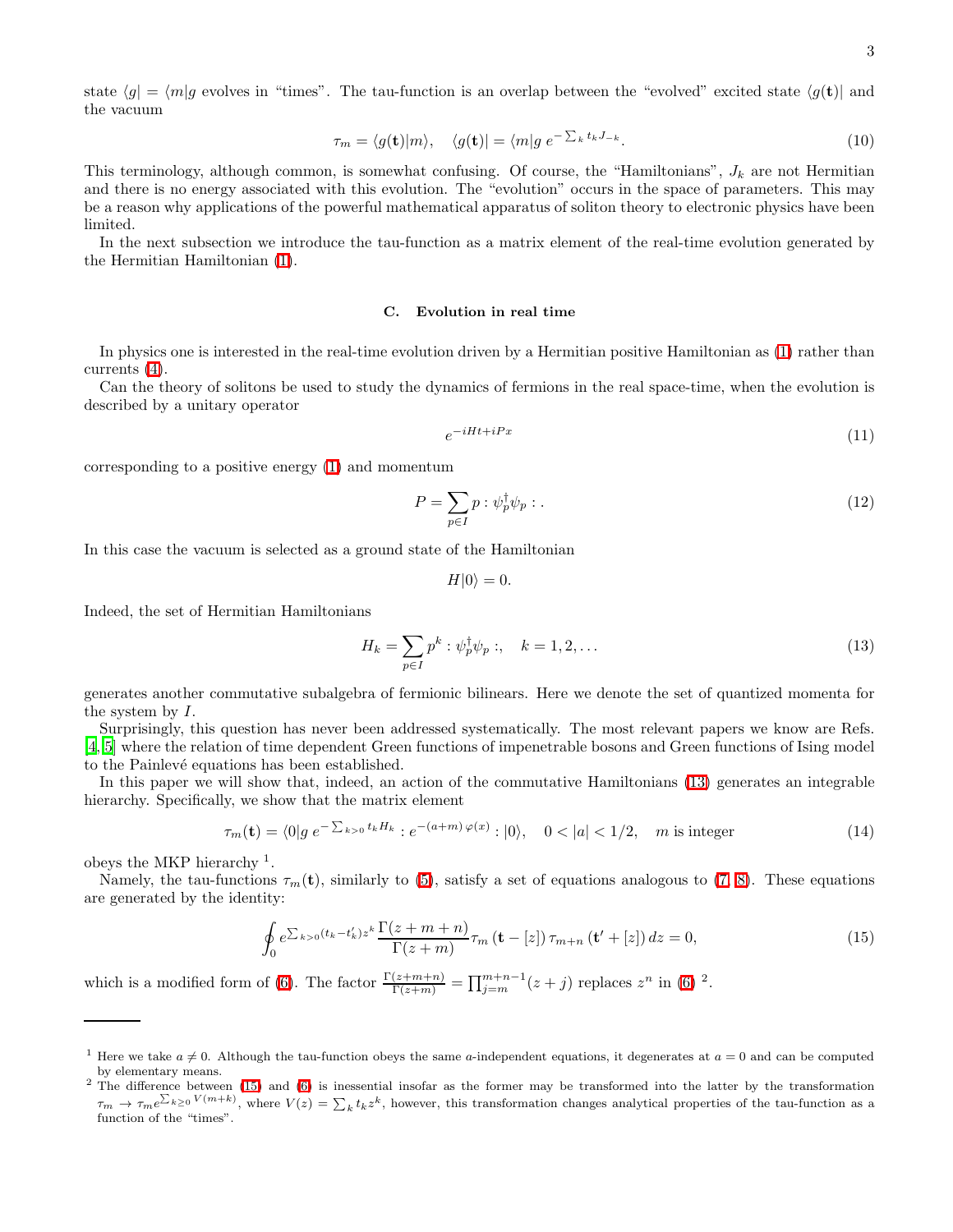state $\langle g| = \langle m|g$ evolves in "times". The tau-function is an overlap between the "evolved" excited state $\langle g(\mathbf{t})|$ and the vacuum

$$\tau_m = \langle g(\mathbf{t})|m\rangle, \quad \langle g(\mathbf{t})| = \langle m|g\, e^{-\sum_k t_k J_{-k}}. \tag{10}$$

This terminology, although common, is somewhat confusing. Of course, the "Hamiltonians", $J_k$ are not Hermitian and there is no energy associated with this evolution. The "evolution" occurs in the space of parameters. This may be a reason why applications of the powerful mathematical apparatus of soliton theory to electronic physics have been limited.

In the next subsection we introduce the tau-function as a matrix element of the real-time evolution generated by the Hermitian Hamiltonian (1).

### C. Evolution in real time

In physics one is interested in the real-time evolution driven by a Hermitian positive Hamiltonian as (1) rather than currents (4).

Can the theory of solitons be used to study the dynamics of fermions in the real space-time, when the evolution is described by a unitary operator

$$e^{-iHt+iPx} \tag{11}$$

corresponding to a positive energy (1) and momentum

$$P = \sum_{p\in I} p : \psi_p^\dagger \psi_p : . \tag{12}$$

In this case the vacuum is selected as a ground state of the Hamiltonian

$$H|0\rangle = 0.$$

Indeed, the set of Hermitian Hamiltonians

$$H_k = \sum_{p\in I} p^k : \psi_p^\dagger \psi_p :, \quad k = 1, 2, \ldots \tag{13}$$

generates another commutative subalgebra of fermionic bilinears. Here we denote the set of quantized momenta for the system by $I$.

Surprisingly, this question has never been addressed systematically. The most relevant papers we know are Refs. [4, 5] where the relation of time dependent Green functions of impenetrable bosons and Green functions of Ising model to the Painlevé equations has been established.

In this paper we will show that, indeed, an action of the commutative Hamiltonians (13) generates an integrable hierarchy. Specifically, we show that the matrix element

$$\tau_m(\mathbf{t}) = \langle 0|g\, e^{-\sum_{k>0} t_k H_k} : e^{-(a+m)\,\varphi(x)} : |0\rangle, \quad 0 < |a| < 1/2, \quad m \text{ is integer} \tag{14}$$

obeys the MKP hierarchy [1].

Namely, the tau-functions $\tau_m(\mathbf{t})$, similarly to (5), satisfy a set of equations analogous to (7, 8). These equations are generated by the identity:

$$\oint_0 e^{\sum_{k>0}(t_k - t'_k)z^k} \frac{\Gamma(z+m+n)}{\Gamma(z+m)} \tau_m\left(\mathbf{t} - [z]\right) \tau_{m+n}\left(\mathbf{t}' + [z]\right) dz = 0, \tag{15}$$

which is a modified form of (6). The factor $\frac{\Gamma(z+m+n)}{\Gamma(z+m)} = \prod_{j=m}^{m+n-1}(z+j)$ replaces $z^n$ in (6) [2].

---

[1] Here we take $a \neq 0$. Although the tau-function obeys the same $a$-independent equations, it degenerates at $a = 0$ and can be computed by elementary means.

[2] The difference between (15) and (6) is inessential insofar as the former may be transformed into the latter by the transformation $\tau_m \to \tau_m e^{\sum_{k\geq 0} V(m+k)}$, where $V(z) = \sum_k t_k z^k$, however, this transformation changes analytical properties of the tau-function as a function of the "times".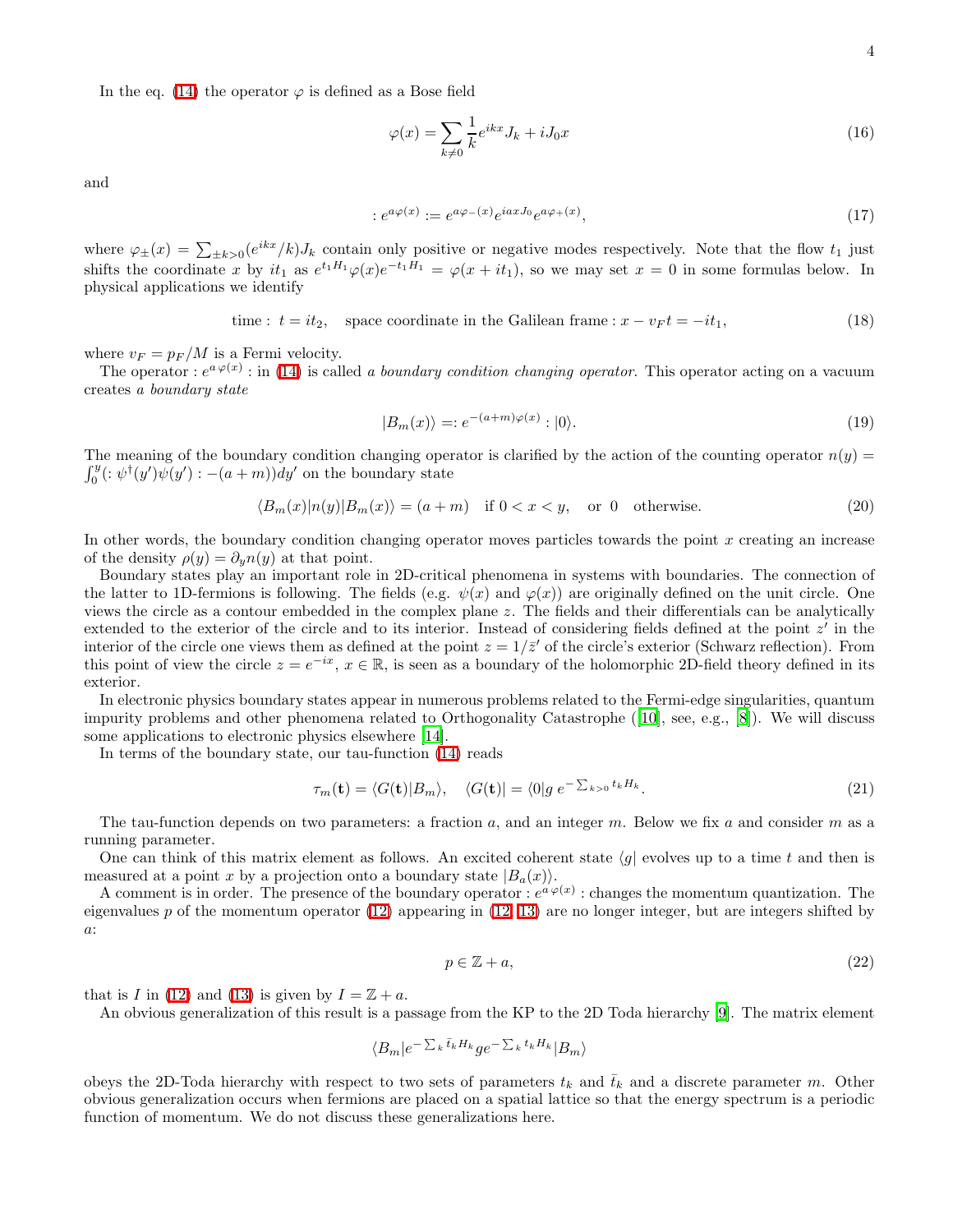In the eq. (14) the operator $\varphi$ is defined as a Bose field

$$\varphi(x) = \sum_{k \neq 0} \frac{1}{k} e^{ikx} J_k + i J_0 x \tag{16}$$

and

$$: e^{a\varphi(x)} := e^{a\varphi_-(x)} e^{iaxJ_0} e^{a\varphi_+(x)}, \tag{17}$$

where $\varphi_\pm(x) = \sum_{\pm k > 0} (e^{ikx}/k) J_k$ contain only positive or negative modes respectively. Note that the flow $t_1$ just shifts the coordinate $x$ by $it_1$ as $e^{t_1 H_1} \varphi(x) e^{-t_1 H_1} = \varphi(x + it_1)$, so we may set $x = 0$ in some formulas below. In physical applications we identify

$$\text{time}: \ t = it_2, \quad \text{space coordinate in the Galilean frame}: x - v_F t = -it_1, \tag{18}$$

where $v_F = p_F/M$ is a Fermi velocity.

The operator $: e^{a\,\varphi(x)} :$ in (14) is called *a boundary condition changing operator*. This operator acting on a vacuum creates *a boundary state*

$$|B_m(x)\rangle =: e^{-(a+m)\varphi(x)} : |0\rangle. \tag{19}$$

The meaning of the boundary condition changing operator is clarified by the action of the counting operator $n(y) = \int_0^y (: \psi^\dagger(y')\psi(y') : -(a+m))dy'$ on the boundary state

$$\langle B_m(x)|n(y)|B_m(x)\rangle = (a+m) \quad \text{if } 0 < x < y, \quad \text{or } 0 \quad \text{otherwise}. \tag{20}$$

In other words, the boundary condition changing operator moves particles towards the point $x$ creating an increase of the density $\rho(y) = \partial_y n(y)$ at that point.

Boundary states play an important role in 2D-critical phenomena in systems with boundaries. The connection of the latter to 1D-fermions is following. The fields (e.g. $\psi(x)$ and $\varphi(x)$) are originally defined on the unit circle. One views the circle as a contour embedded in the complex plane $z$. The fields and their differentials can be analytically extended to the exterior of the circle and to its interior. Instead of considering fields defined at the point $z'$ in the interior of the circle one views them as defined at the point $z = 1/\bar{z}'$ of the circle's exterior (Schwarz reflection). From this point of view the circle $z = e^{-ix}$, $x \in \mathbb{R}$, is seen as a boundary of the holomorphic 2D-field theory defined in its exterior.

In electronic physics boundary states appear in numerous problems related to the Fermi-edge singularities, quantum impurity problems and other phenomena related to Orthogonality Catastrophe ([10], see, e.g., [8]). We will discuss some applications to electronic physics elsewhere [14].

In terms of the boundary state, our tau-function (14) reads

$$\tau_m(\mathbf{t}) = \langle G(\mathbf{t})|B_m\rangle, \quad \langle G(\mathbf{t})| = \langle 0|g\, e^{-\sum_{k>0} t_k H_k}. \tag{21}$$

The tau-function depends on two parameters: a fraction $a$, and an integer $m$. Below we fix $a$ and consider $m$ as a running parameter.

One can think of this matrix element as follows. An excited coherent state $\langle g|$ evolves up to a time $t$ and then is measured at a point $x$ by a projection onto a boundary state $|B_a(x)\rangle$.

A comment is in order. The presence of the boundary operator $: e^{a\,\varphi(x)} :$ changes the momentum quantization. The eigenvalues $p$ of the momentum operator (12) appearing in (12, 13) are no longer integer, but are integers shifted by $a$:

$$p \in \mathbb{Z} + a, \tag{22}$$

that is $I$ in (12) and (13) is given by $I = \mathbb{Z} + a$.

An obvious generalization of this result is a passage from the KP to the 2D Toda hierarchy [9]. The matrix element

$$\langle B_m| e^{-\sum_k \bar{t}_k H_k} g e^{-\sum_k t_k H_k} |B_m\rangle$$

obeys the 2D-Toda hierarchy with respect to two sets of parameters $t_k$ and $\bar{t}_k$ and a discrete parameter $m$. Other obvious generalization occurs when fermions are placed on a spatial lattice so that the energy spectrum is a periodic function of momentum. We do not discuss these generalizations here.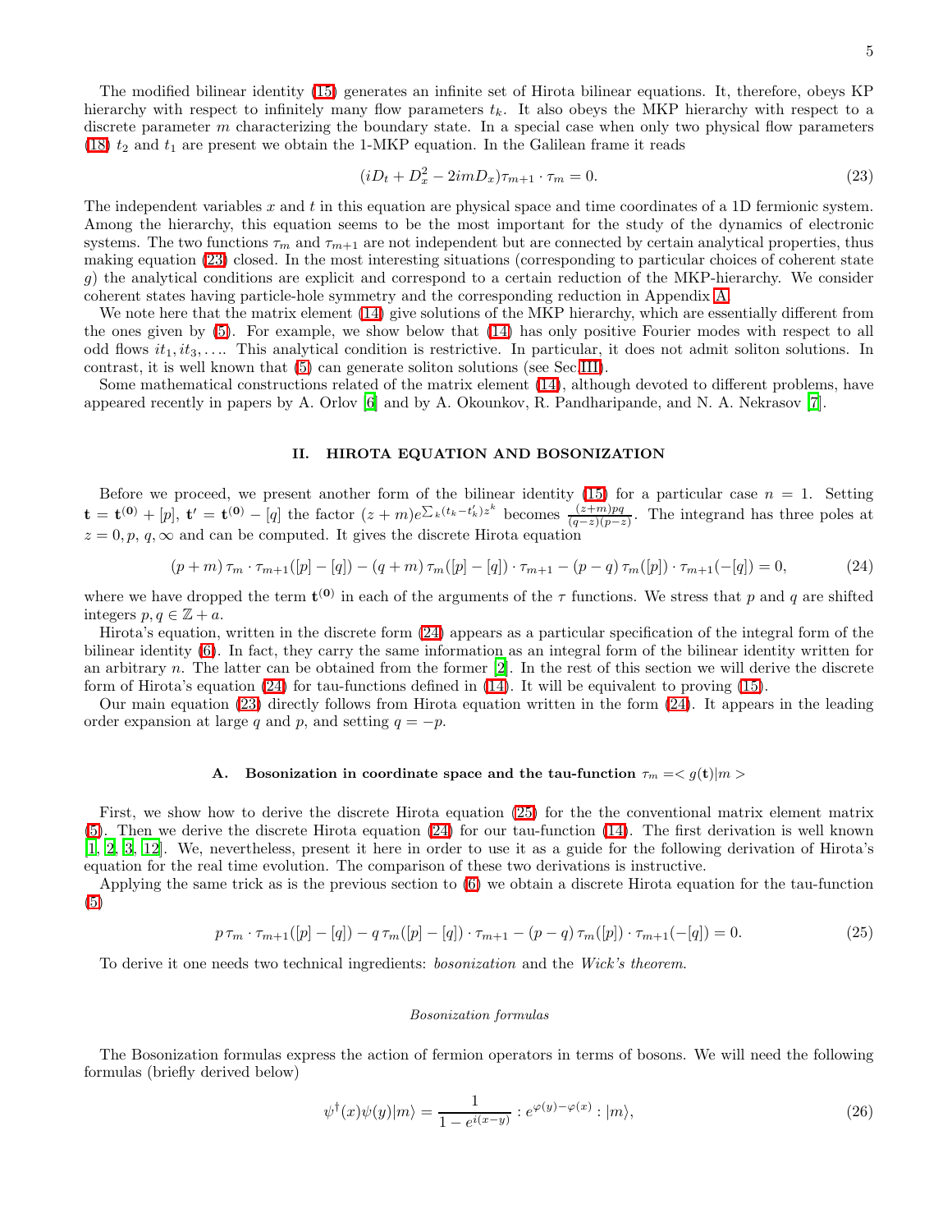The modified bilinear identity (15) generates an infinite set of Hirota bilinear equations. It, therefore, obeys KP hierarchy with respect to infinitely many flow parameters $t_k$. It also obeys the MKP hierarchy with respect to a discrete parameter $m$ characterizing the boundary state. In a special case when only two physical flow parameters (18) $t_2$ and $t_1$ are present we obtain the 1-MKP equation. In the Galilean frame it reads

$$(iD_t + D_x^2 - 2imD_x)\tau_{m+1} \cdot \tau_m = 0. \tag{23}$$

The independent variables $x$ and $t$ in this equation are physical space and time coordinates of a 1D fermionic system. Among the hierarchy, this equation seems to be the most important for the study of the dynamics of electronic systems. The two functions $\tau_m$ and $\tau_{m+1}$ are not independent but are connected by certain analytical properties, thus making equation (23) closed. In the most interesting situations (corresponding to particular choices of coherent state $g$) the analytical conditions are explicit and correspond to a certain reduction of the MKP-hierarchy. We consider coherent states having particle-hole symmetry and the corresponding reduction in Appendix A.

We note here that the matrix element (14) give solutions of the MKP hierarchy, which are essentially different from the ones given by (5). For example, we show below that (14) has only positive Fourier modes with respect to all odd flows $it_1, it_3, \ldots$. This analytical condition is restrictive. In particular, it does not admit soliton solutions. In contrast, it is well known that (5) can generate soliton solutions (see Sec.III).

Some mathematical constructions related of the matrix element (14), although devoted to different problems, have appeared recently in papers by A. Orlov [6] and by A. Okounkov, R. Pandharipande, and N. A. Nekrasov [7].

## II. HIROTA EQUATION AND BOSONIZATION

Before we proceed, we present another form of the bilinear identity (15) for a particular case $n = 1$. Setting $\mathbf{t} = \mathbf{t^{(0)}} + [p]$, $\mathbf{t'} = \mathbf{t^{(0)}} - [q]$ the factor $(z+m)e^{\sum_k (t_k - t'_k)z^k}$ becomes $\frac{(z+m)pq}{(q-z)(p-z)}$. The integrand has three poles at $z = 0, p, q, \infty$ and can be computed. It gives the discrete Hirota equation

$$(p+m)\,\tau_m \cdot \tau_{m+1}([p]-[q]) - (q+m)\,\tau_m([p]-[q]) \cdot \tau_{m+1} - (p-q)\,\tau_m([p]) \cdot \tau_{m+1}(-[q]) = 0, \tag{24}$$

where we have dropped the term $\mathbf{t^{(0)}}$ in each of the arguments of the $\tau$ functions. We stress that $p$ and $q$ are shifted integers $p, q \in \mathbb{Z} + a$.

Hirota's equation, written in the discrete form (24) appears as a particular specification of the integral form of the bilinear identity (6). In fact, they carry the same information as an integral form of the bilinear identity written for an arbitrary $n$. The latter can be obtained from the former [2]. In the rest of this section we will derive the discrete form of Hirota's equation (24) for tau-functions defined in (14). It will be equivalent to proving (15).

Our main equation (23) directly follows from Hirota equation written in the form (24). It appears in the leading order expansion at large $q$ and $p$, and setting $q = -p$.

### A. Bosonization in coordinate space and the tau-function $\tau_m = < g(\mathbf{t})|m >$

First, we show how to derive the discrete Hirota equation (25) for the the conventional matrix element matrix (5). Then we derive the discrete Hirota equation (24) for our tau-function (14). The first derivation is well known [1, 2, 3, 12]. We, nevertheless, present it here in order to use it as a guide for the following derivation of Hirota's equation for the real time evolution. The comparison of these two derivations is instructive.

Applying the same trick as is the previous section to (6) we obtain a discrete Hirota equation for the tau-function (5)

$$p\,\tau_m \cdot \tau_{m+1}([p]-[q]) - q\,\tau_m([p]-[q]) \cdot \tau_{m+1} - (p-q)\,\tau_m([p]) \cdot \tau_{m+1}(-[q]) = 0. \tag{25}$$

To derive it one needs two technical ingredients: *bosonization* and the *Wick's theorem*.

*Bosonization formulas*

The Bosonization formulas express the action of fermion operators in terms of bosons. We will need the following formulas (briefly derived below)

$$\psi^\dagger(x)\psi(y)|m\rangle = \frac{1}{1 - e^{i(x-y)}} : e^{\varphi(y) - \varphi(x)} : |m\rangle, \tag{26}$$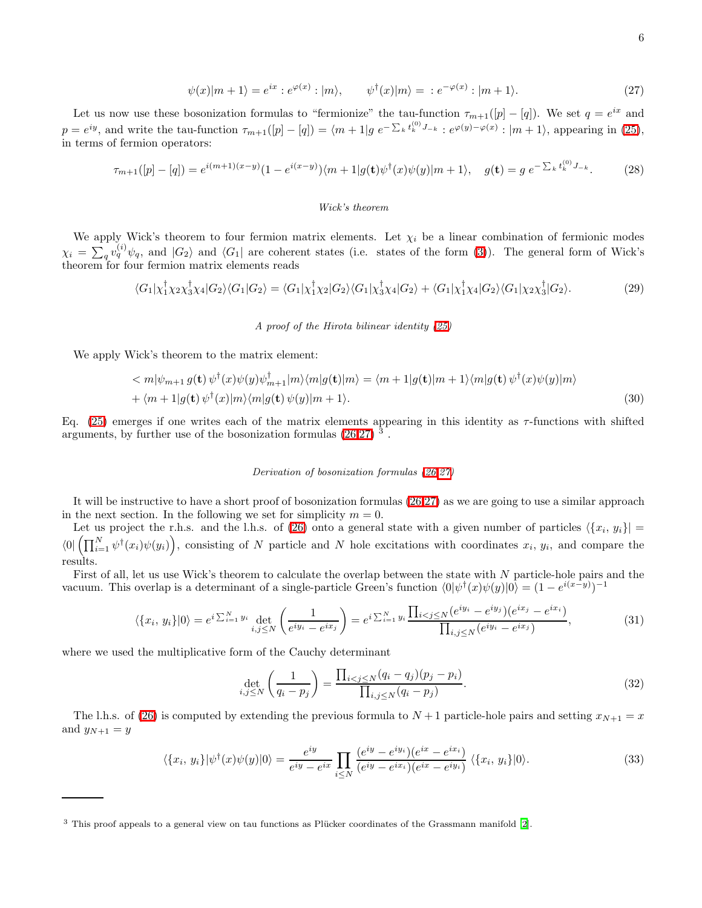$$\psi(x)|m+1\rangle = e^{ix} :e^{\varphi(x)}: |m\rangle, \qquad \psi^\dagger(x)|m\rangle = \,:e^{-\varphi(x)}:|m+1\rangle. \tag{27}$$

Let us now use these bosonization formulas to "fermionize" the tau-function $\tau_{m+1}([p]-[q])$. We set $q=e^{ix}$ and $p=e^{iy}$, and write the tau-function $\tau_{m+1}([p]-[q]) = \langle m+1|g\, e^{-\sum_k t_k^{(0)} J_{-k}} :e^{\varphi(y)-\varphi(x)}: |m+1\rangle$, appearing in (25), in terms of fermion operators:

$$\tau_{m+1}([p]-[q]) = e^{i(m+1)(x-y)}(1-e^{i(x-y)})\langle m+1|g(\mathbf{t})\psi^\dagger(x)\psi(y)|m+1\rangle, \quad g(\mathbf{t}) = g\, e^{-\sum_k t_k^{(0)} J_{-k}}. \tag{28}$$

*Wick's theorem*

We apply Wick's theorem to four fermion matrix elements. Let $\chi_i$ be a linear combination of fermionic modes $\chi_i = \sum_q v_q^{(i)} \psi_q$, and $|G_2\rangle$ and $\langle G_1|$ are coherent states (i.e. states of the form (3)). The general form of Wick's theorem for four fermion matrix elements reads

$$\langle G_1|\chi_1^\dagger \chi_2 \chi_3^\dagger \chi_4|G_2\rangle\langle G_1|G_2\rangle = \langle G_1|\chi_1^\dagger\chi_2|G_2\rangle\langle G_1|\chi_3^\dagger\chi_4|G_2\rangle + \langle G_1|\chi_1^\dagger\chi_4|G_2\rangle\langle G_1|\chi_2\chi_3^\dagger|G_2\rangle. \tag{29}$$

*A proof of the Hirota bilinear identity (25)*

We apply Wick's theorem to the matrix element:

$$\begin{aligned}< m|\psi_{m+1}\, g(\mathbf{t})\, \psi^\dagger(x)\psi(y)\psi^\dagger_{m+1}|m\rangle\langle m|g(\mathbf{t})|m\rangle &= \langle m+1|g(\mathbf{t})|m+1\rangle\langle m|g(\mathbf{t})\,\psi^\dagger(x)\psi(y)|m\rangle \\ &+ \langle m+1|g(\mathbf{t})\,\psi^\dagger(x)|m\rangle\langle m|g(\mathbf{t})\,\psi(y)|m+1\rangle.\end{aligned} \tag{30}$$

Eq. (25) emerges if one writes each of the matrix elements appearing in this identity as $\tau$-functions with shifted arguments, by further use of the bosonization formulas (26,27) [3].

*Derivation of bosonization formulas (26,27)*

It will be instructive to have a short proof of bosonization formulas (26,27) as we are going to use a similar approach in the next section. In the following we set for simplicity $m=0$.

Let us project the r.h.s. and the l.h.s. of (26) onto a general state with a given number of particles $\langle\{x_i,\, y_i\}| = \langle 0|\left(\prod_{i=1}^N \psi^\dagger(x_i)\psi(y_i)\right)$, consisting of $N$ particle and $N$ hole excitations with coordinates $x_i$, $y_i$, and compare the results.

First of all, let us use Wick's theorem to calculate the overlap between the state with $N$ particle-hole pairs and the vacuum. This overlap is a determinant of a single-particle Green's function $\langle 0|\psi^\dagger(x)\psi(y)|0\rangle = (1-e^{i(x-y)})^{-1}$

$$\langle\{x_i,\, y_i\}|0\rangle = e^{i\sum_{i=1}^N y_i} \det_{i,j\le N}\left(\frac{1}{e^{iy_i}-e^{ix_j}}\right) = e^{i\sum_{i=1}^N y_i}\frac{\prod_{i<j\le N}(e^{iy_i}-e^{iy_j})(e^{ix_j}-e^{ix_i})}{\prod_{i,j\le N}(e^{iy_i}-e^{ix_j})}, \tag{31}$$

where we used the multiplicative form of the Cauchy determinant

$$\det_{i,j\le N}\left(\frac{1}{q_i-p_j}\right) = \frac{\prod_{i<j\le N}(q_i-q_j)(p_j-p_i)}{\prod_{i,j\le N}(q_i-p_j)}. \tag{32}$$

The l.h.s. of (26) is computed by extending the previous formula to $N+1$ particle-hole pairs and setting $x_{N+1}=x$ and $y_{N+1}=y$

$$\langle\{x_i,\, y_i\}|\psi^\dagger(x)\psi(y)|0\rangle = \frac{e^{iy}}{e^{iy}-e^{ix}}\prod_{i\le N}\frac{(e^{iy}-e^{iy_i})(e^{ix}-e^{ix_i})}{(e^{iy}-e^{ix_i})(e^{ix}-e^{iy_i})}\,\langle\{x_i,\, y_i\}|0\rangle. \tag{33}$$

---

[3] This proof appeals to a general view on tau functions as Plücker coordinates of the Grassmann manifold [2].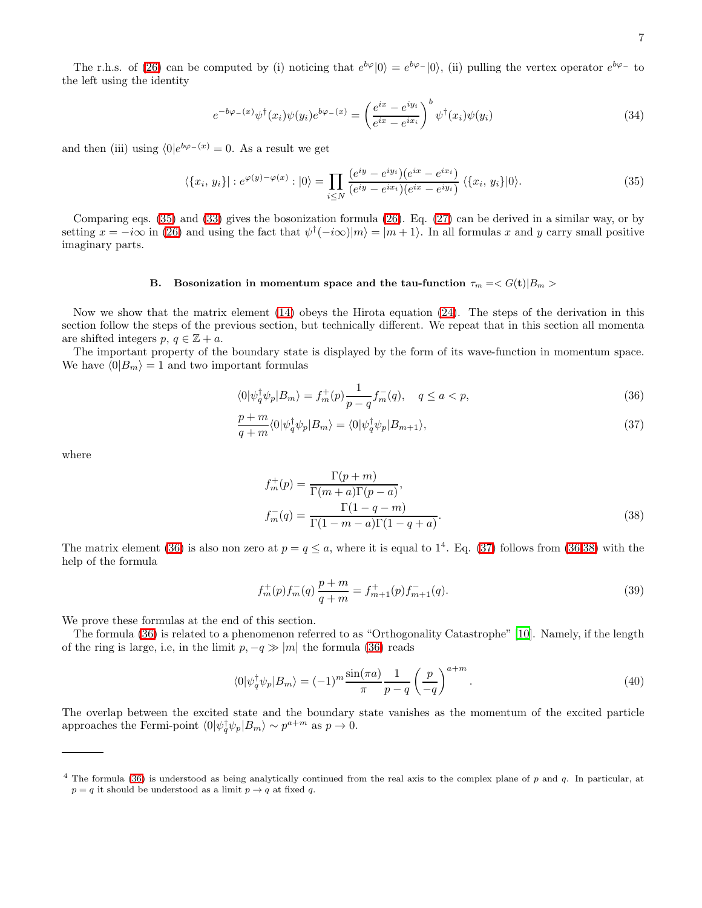The r.h.s. of (26) can be computed by (i) noticing that $e^{b\varphi}|0\rangle = e^{b\varphi_-}|0\rangle$, (ii) pulling the vertex operator $e^{b\varphi_-}$ to the left using the identity

$$e^{-b\varphi_-(x)}\psi^\dagger(x_i)\psi(y_i)e^{b\varphi_-(x)} = \left(\frac{e^{ix}-e^{iy_i}}{e^{ix}-e^{ix_i}}\right)^b \psi^\dagger(x_i)\psi(y_i) \tag{34}$$

and then (iii) using $\langle 0|e^{b\varphi_-(x)} = 0$. As a result we get

$$\langle\{x_i,\, y_i\}|:e^{\varphi(y)-\varphi(x)}:|0\rangle = \prod_{i\le N}\frac{(e^{iy}-e^{iy_i})(e^{ix}-e^{ix_i})}{(e^{iy}-e^{ix_i})(e^{ix}-e^{iy_i})}\,\langle\{x_i,\, y_i\}|0\rangle. \tag{35}$$

Comparing eqs. (35) and (33) gives the bosonization formula (26). Eq. (27) can be derived in a similar way, or by setting $x=-i\infty$ in (26) and using the fact that $\psi^\dagger(-i\infty)|m\rangle = |m+1\rangle$. In all formulas $x$ and $y$ carry small positive imaginary parts.

### B. Bosonization in momentum space and the tau-function $\tau_m = < G(\mathbf{t})|B_m >$

Now we show that the matrix element (14) obeys the Hirota equation (24). The steps of the derivation in this section follow the steps of the previous section, but technically different. We repeat that in this section all momenta are shifted integers $p,\, q \in \mathbb{Z}+a$.

The important property of the boundary state is displayed by the form of its wave-function in momentum space. We have $\langle 0|B_m\rangle = 1$ and two important formulas

$$\langle 0|\psi_q^\dagger\psi_p|B_m\rangle = f_m^+(p)\frac{1}{p-q}f_m^-(q), \quad q\le a<p, \tag{36}$$

$$\frac{p+m}{q+m}\langle 0|\psi_q^\dagger\psi_p|B_m\rangle = \langle 0|\psi_q^\dagger\psi_p|B_{m+1}\rangle, \tag{37}$$

where

$$f_m^+(p) = \frac{\Gamma(p+m)}{\Gamma(m+a)\Gamma(p-a)},$$
$$f_m^-(q) = \frac{\Gamma(1-q-m)}{\Gamma(1-m-a)\Gamma(1-q+a)}. \tag{38}$$

The matrix element (36) is also non zero at $p=q\le a$, where it is equal to 1[4]. Eq. (37) follows from (36,38) with the help of the formula

$$f_m^+(p)f_m^-(q)\,\frac{p+m}{q+m} = f_{m+1}^+(p)f_{m+1}^-(q). \tag{39}$$

We prove these formulas at the end of this section.

The formula (36) is related to a phenomenon referred to as "Orthogonality Catastrophe" [10]. Namely, if the length of the ring is large, i.e, in the limit $p,-q\gg|m|$ the formula (36) reads

$$\langle 0|\psi_q^\dagger\psi_p|B_m\rangle = (-1)^m\frac{\sin(\pi a)}{\pi}\frac{1}{p-q}\left(\frac{p}{-q}\right)^{a+m}. \tag{40}$$

The overlap between the excited state and the boundary state vanishes as the momentum of the excited particle approaches the Fermi-point $\langle 0|\psi_q^\dagger\psi_p|B_m\rangle \sim p^{a+m}$ as $p\to 0$.

---

[4] The formula (36) is understood as being analytically continued from the real axis to the complex plane of $p$ and $q$. In particular, at $p=q$ it should be understood as a limit $p\to q$ at fixed $q$.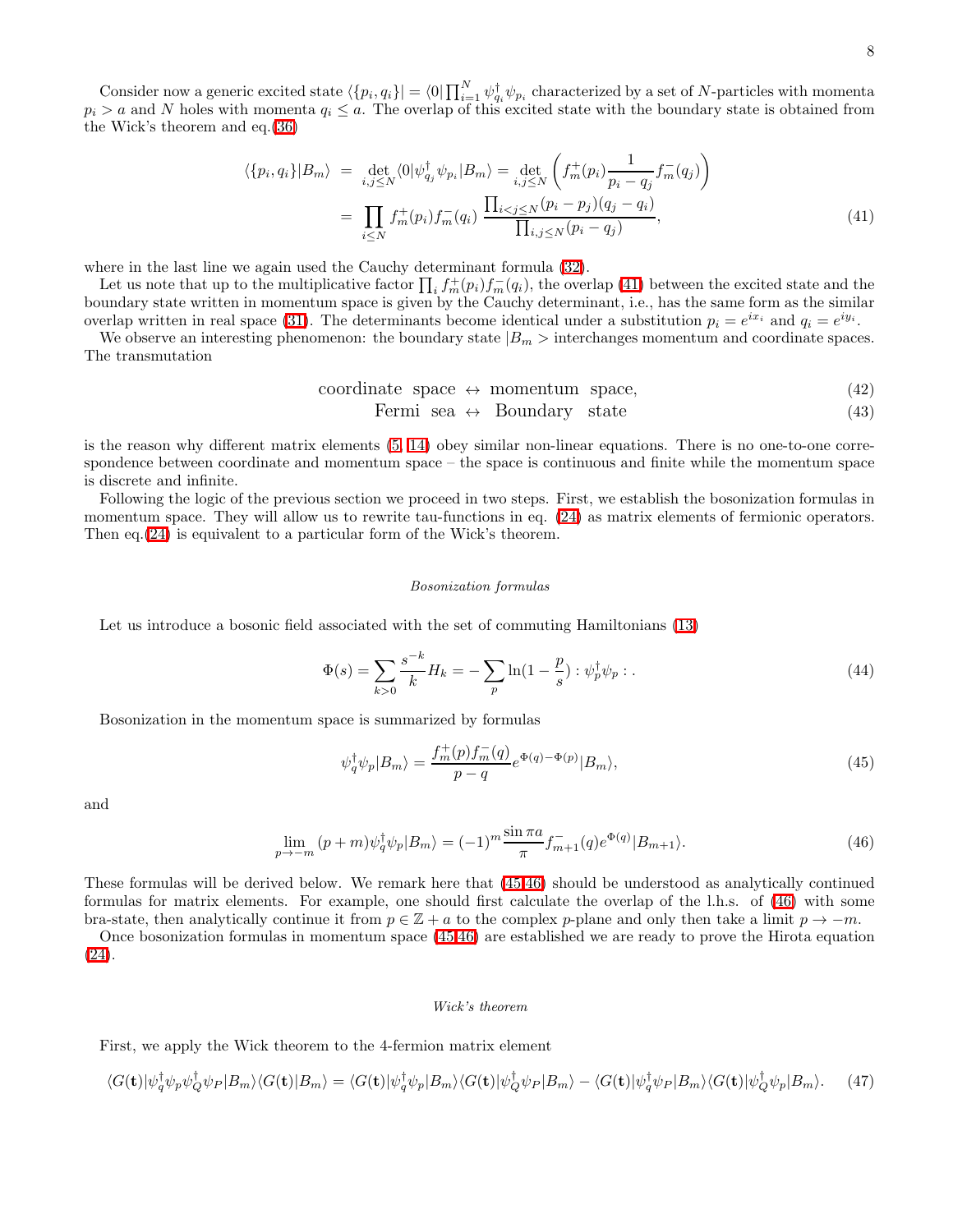Consider now a generic excited state $\langle\{p_i,q_i\}| = \langle 0|\prod_{i=1}^{N}\psi^\dagger_{q_i}\psi_{p_i}$ characterized by a set of $N$-particles with momenta $p_i > a$ and $N$ holes with momenta $q_i \le a$. The overlap of this excited state with the boundary state is obtained from the Wick's theorem and eq.(36)

$$
\begin{aligned}
\langle\{p_i,q_i\}|B_m\rangle &= \det_{i,j\le N}\langle 0|\psi^\dagger_{q_j}\psi_{p_i}|B_m\rangle = \det_{i,j\le N}\left(f^+_m(p_i)\frac{1}{p_i-q_j}f^-_m(q_j)\right) \\
&= \prod_{i\le N} f^+_m(p_i)f^-_m(q_i)\;\frac{\prod_{i<j\le N}(p_i-p_j)(q_j-q_i)}{\prod_{i,j\le N}(p_i-q_j)},
\end{aligned}
\tag{41}
$$

where in the last line we again used the Cauchy determinant formula (32).

Let us note that up to the multiplicative factor $\prod_i f^+_m(p_i)f^-_m(q_i)$, the overlap (41) between the excited state and the boundary state written in momentum space is given by the Cauchy determinant, i.e., has the same form as the similar overlap written in real space (31). The determinants become identical under a substitution $p_i = e^{ix_i}$ and $q_i = e^{iy_i}$.

We observe an interesting phenomenon: the boundary state $|B_m>$ interchanges momentum and coordinate spaces. The transmutation

$$
\text{coordinate space} \leftrightarrow \text{momentum space}, \tag{42}
$$

$$
\text{Fermi sea} \leftrightarrow \text{Boundary state} \tag{43}
$$

is the reason why different matrix elements (5, 14) obey similar non-linear equations. There is no one-to-one correspondence between coordinate and momentum space – the space is continuous and finite while the momentum space is discrete and infinite.

Following the logic of the previous section we proceed in two steps. First, we establish the bosonization formulas in momentum space. They will allow us to rewrite tau-functions in eq. (24) as matrix elements of fermionic operators. Then eq.(24) is equivalent to a particular form of the Wick's theorem.

### *Bosonization formulas*

Let us introduce a bosonic field associated with the set of commuting Hamiltonians (13)

$$
\Phi(s) = \sum_{k>0}\frac{s^{-k}}{k}H_k = -\sum_p \ln\left(1-\frac{p}{s}\right) :\psi^\dagger_p\psi_p: . \tag{44}
$$

Bosonization in the momentum space is summarized by formulas

$$
\psi^\dagger_q\psi_p|B_m\rangle = \frac{f^+_m(p)f^-_m(q)}{p-q}e^{\Phi(q)-\Phi(p)}|B_m\rangle, \tag{45}
$$

and

$$
\lim_{p\to -m}(p+m)\psi^\dagger_q\psi_p|B_m\rangle = (-1)^m\frac{\sin\pi a}{\pi}f^-_{m+1}(q)e^{\Phi(q)}|B_{m+1}\rangle. \tag{46}
$$

These formulas will be derived below. We remark here that (45,46) should be understood as analytically continued formulas for matrix elements. For example, one should first calculate the overlap of the l.h.s. of (46) with some bra-state, then analytically continue it from $p \in \mathbb{Z}+a$ to the complex $p$-plane and only then take a limit $p \to -m$.

Once bosonization formulas in momentum space (45,46) are established we are ready to prove the Hirota equation (24).

### *Wick's theorem*

First, we apply the Wick theorem to the 4-fermion matrix element

$$
\langle G(\mathbf{t})|\psi^\dagger_q\psi_p\psi^\dagger_Q\psi_P|B_m\rangle\langle G(\mathbf{t})|B_m\rangle = \langle G(\mathbf{t})|\psi^\dagger_q\psi_p|B_m\rangle\langle G(\mathbf{t})|\psi^\dagger_Q\psi_P|B_m\rangle - \langle G(\mathbf{t})|\psi^\dagger_q\psi_P|B_m\rangle\langle G(\mathbf{t})|\psi^\dagger_Q\psi_p|B_m\rangle. \tag{47}
$$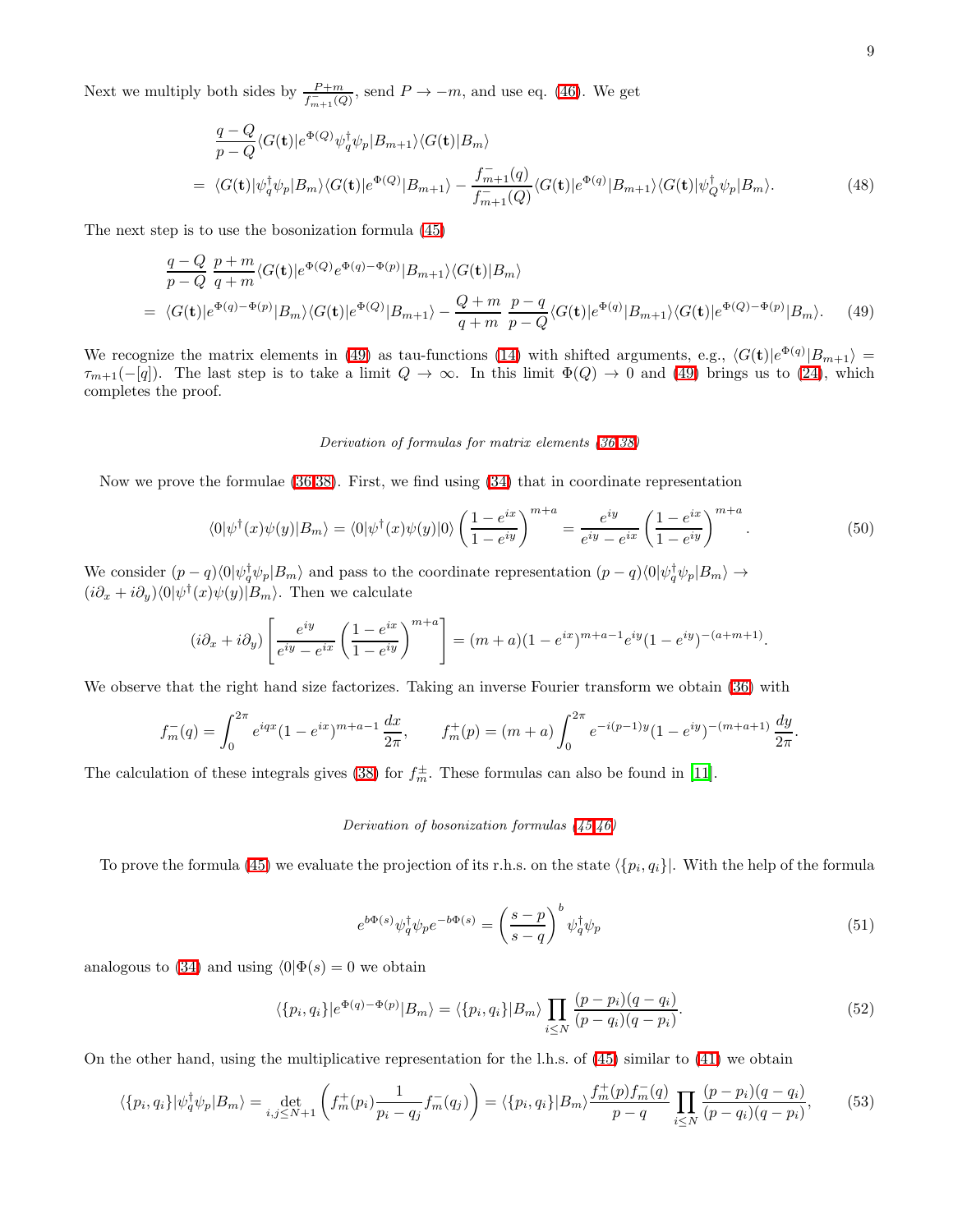Next we multiply both sides by $\frac{P+m}{f^-_{m+1}(Q)}$, send $P \to -m$, and use eq. (46). We get

$$
\begin{aligned}
&\frac{q-Q}{p-Q}\langle G(\mathbf{t})|e^{\Phi(Q)}\psi^\dagger_q\psi_p|B_{m+1}\rangle\langle G(\mathbf{t})|B_m\rangle \\
&= \langle G(\mathbf{t})|\psi^\dagger_q\psi_p|B_m\rangle\langle G(\mathbf{t})|e^{\Phi(Q)}|B_{m+1}\rangle - \frac{f^-_{m+1}(q)}{f^-_{m+1}(Q)}\langle G(\mathbf{t})|e^{\Phi(q)}|B_{m+1}\rangle\langle G(\mathbf{t})|\psi^\dagger_Q\psi_p|B_m\rangle. \qquad (48)
\end{aligned}
$$

The next step is to use the bosonization formula (45)

$$
\begin{aligned}
&\frac{q-Q}{p-Q}\ \frac{p+m}{q+m}\langle G(\mathbf{t})|e^{\Phi(Q)}e^{\Phi(q)-\Phi(p)}|B_{m+1}\rangle\langle G(\mathbf{t})|B_m\rangle \\
&= \langle G(\mathbf{t})|e^{\Phi(q)-\Phi(p)}|B_m\rangle\langle G(\mathbf{t})|e^{\Phi(Q)}|B_{m+1}\rangle - \frac{Q+m}{q+m}\ \frac{p-q}{p-Q}\langle G(\mathbf{t})|e^{\Phi(q)}|B_{m+1}\rangle\langle G(\mathbf{t})|e^{\Phi(Q)-\Phi(p)}|B_m\rangle. \qquad (49)
\end{aligned}
$$

We recognize the matrix elements in (49) as tau-functions (14) with shifted arguments, e.g., $\langle G(\mathbf{t})|e^{\Phi(q)}|B_{m+1}\rangle = \tau_{m+1}(-[q])$. The last step is to take a limit $Q \to \infty$. In this limit $\Phi(Q) \to 0$ and (49) brings us to (24), which completes the proof.

*Derivation of formulas for matrix elements (36,38)*

Now we prove the formulae (36,38). First, we find using (34) that in coordinate representation

$$
\langle 0|\psi^\dagger(x)\psi(y)|B_m\rangle = \langle 0|\psi^\dagger(x)\psi(y)|0\rangle\left(\frac{1-e^{ix}}{1-e^{iy}}\right)^{m+a} = \frac{e^{iy}}{e^{iy}-e^{ix}}\left(\frac{1-e^{ix}}{1-e^{iy}}\right)^{m+a}. \qquad (50)
$$

We consider $(p-q)\langle 0|\psi^\dagger_q\psi_p|B_m\rangle$ and pass to the coordinate representation $(p-q)\langle 0|\psi^\dagger_q\psi_p|B_m\rangle \to (i\partial_x + i\partial_y)\langle 0|\psi^\dagger(x)\psi(y)|B_m\rangle$. Then we calculate

$$
(i\partial_x + i\partial_y)\left[\frac{e^{iy}}{e^{iy}-e^{ix}}\left(\frac{1-e^{ix}}{1-e^{iy}}\right)^{m+a}\right] = (m+a)(1-e^{ix})^{m+a-1}e^{iy}(1-e^{iy})^{-(a+m+1)}.
$$

We observe that the right hand size factorizes. Taking an inverse Fourier transform we obtain (36) with

$$
f^-_m(q) = \int_0^{2\pi} e^{iqx}(1-e^{ix})^{m+a-1}\frac{dx}{2\pi}, \qquad f^+_m(p) = (m+a)\int_0^{2\pi} e^{-i(p-1)y}(1-e^{iy})^{-(m+a+1)}\frac{dy}{2\pi}.
$$

The calculation of these integrals gives (38) for $f^\pm_m$. These formulas can also be found in [11].

*Derivation of bosonization formulas (45,46)*

To prove the formula (45) we evaluate the projection of its r.h.s. on the state $\langle\{p_i, q_i\}|$. With the help of the formula

$$
e^{b\Phi(s)}\psi^\dagger_q\psi_p e^{-b\Phi(s)} = \left(\frac{s-p}{s-q}\right)^b \psi^\dagger_q\psi_p \qquad (51)
$$

analogous to (34) and using $\langle 0|\Phi(s) = 0$ we obtain

$$
\langle\{p_i, q_i\}|e^{\Phi(q)-\Phi(p)}|B_m\rangle = \langle\{p_i, q_i\}|B_m\rangle\prod_{i\le N}\frac{(p-p_i)(q-q_i)}{(p-q_i)(q-p_i)}. \qquad (52)
$$

On the other hand, using the multiplicative representation for the l.h.s. of (45) similar to (41) we obtain

$$
\langle\{p_i, q_i\}|\psi^\dagger_q\psi_p|B_m\rangle = \det_{i,j\le N+1}\left(f^+_m(p_i)\frac{1}{p_i-q_j}f^-_m(q_j)\right) = \langle\{p_i, q_i\}|B_m\rangle\frac{f^+_m(p)f^-_m(q)}{p-q}\prod_{i\le N}\frac{(p-p_i)(q-q_i)}{(p-q_i)(q-p_i)}, \qquad (53)
$$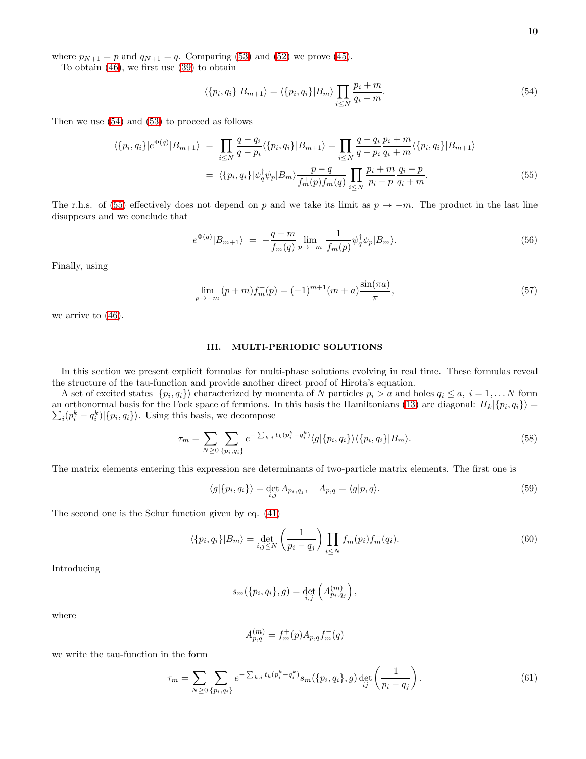where $p_{N+1} = p$ and $q_{N+1} = q$. Comparing (53) and (52) we prove (45).

To obtain (46), we first use (39) to obtain

$$\langle \{p_i, q_i\}|B_{m+1}\rangle = \langle \{p_i, q_i\}|B_m\rangle \prod_{i\le N} \frac{p_i + m}{q_i + m}. \tag{54}$$

Then we use (54) and (53) to proceed as follows

$$\begin{aligned}
\langle \{p_i, q_i\}|e^{\Phi(q)}|B_{m+1}\rangle &= \prod_{i\le N} \frac{q - q_i}{q - p_i}\langle \{p_i, q_i\}|B_{m+1}\rangle = \prod_{i\le N} \frac{q - q_i}{q - p_i}\frac{p_i + m}{q_i + m}\langle \{p_i, q_i\}|B_{m+1}\rangle \\
&= \langle \{p_i, q_i\}|\psi_q^\dagger \psi_p|B_m\rangle \frac{p - q}{f_m^+(p) f_m^-(q)} \prod_{i\le N} \frac{p_i + m}{p_i - p}\frac{q_i - p}{q_i + m}.
\end{aligned} \tag{55}$$

The r.h.s. of (55) effectively does not depend on $p$ and we take its limit as $p \to -m$. The product in the last line disappears and we conclude that

$$e^{\Phi(q)}|B_{m+1}\rangle = -\frac{q + m}{f_m^-(q)} \lim_{p\to -m} \frac{1}{f_m^+(p)} \psi_q^\dagger \psi_p |B_m\rangle. \tag{56}$$

Finally, using

$$\lim_{p\to -m} (p + m) f_m^+(p) = (-1)^{m+1}(m + a)\frac{\sin(\pi a)}{\pi}, \tag{57}$$

we arrive to (46).

## III. MULTI-PERIODIC SOLUTIONS

In this section we present explicit formulas for multi-phase solutions evolving in real time. These formulas reveal the structure of the tau-function and provide another direct proof of Hirota's equation.

A set of excited states $|\{p_i, q_i\}\rangle$ characterized by momenta of $N$ particles $p_i > a$ and holes $q_i \le a$, $i = 1, \dots N$ form an orthonormal basis for the Fock space of fermions. In this basis the Hamiltonians (13) are diagonal: $H_k|\{p_i, q_i\}\rangle = \sum_i (p_i^k - q_i^k)|\{p_i, q_i\}\rangle$. Using this basis, we decompose

$$\tau_m = \sum_{N\ge 0} \sum_{\{p_i, q_i\}} e^{-\sum_{k,i} t_k (p_i^k - q_i^k)} \langle g|\{p_i, q_i\}\rangle \langle \{p_i, q_i\}|B_m\rangle. \tag{58}$$

The matrix elements entering this expression are determinants of two-particle matrix elements. The first one is

$$\langle g|\{p_i, q_i\}\rangle = \det_{i,j} A_{p_i, q_j}, \quad A_{p,q} = \langle g|p, q\rangle. \tag{59}$$

The second one is the Schur function given by eq. (41)

$$\langle \{p_i, q_i\}|B_m\rangle = \det_{i,j\le N} \left(\frac{1}{p_i - q_j}\right) \prod_{i\le N} f_m^+(p_i) f_m^-(q_i). \tag{60}$$

Introducing

$$s_m(\{p_i, q_i\}, g) = \det_{i,j} \left(A^{(m)}_{p_i, q_j}\right),$$

where

$$A^{(m)}_{p,q} = f_m^+(p) A_{p,q} f_m^-(q)$$

we write the tau-function in the form

$$\tau_m = \sum_{N\ge 0} \sum_{\{p_i, q_i\}} e^{-\sum_{k,i} t_k (p_i^k - q_i^k)} s_m(\{p_i, q_i\}, g) \det_{ij} \left(\frac{1}{p_i - q_j}\right). \tag{61}$$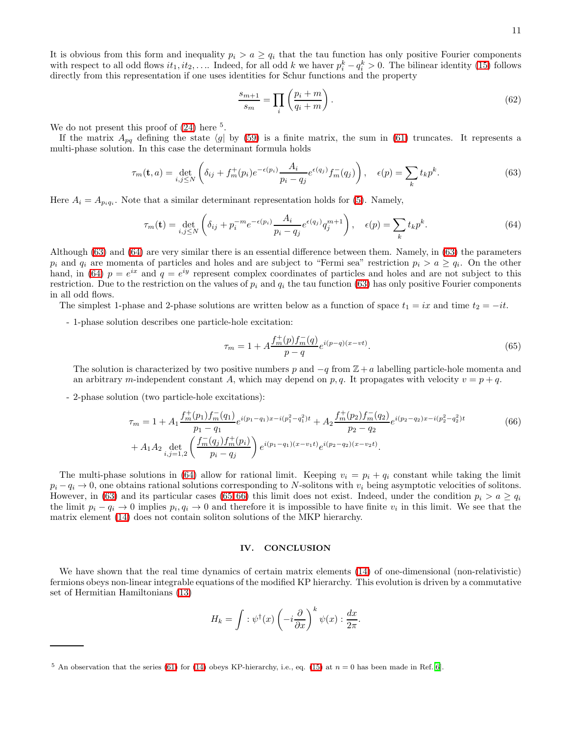It is obvious from this form and inequality $p_i > a \geq q_i$ that the tau function has only positive Fourier components with respect to all odd flows $it_1, it_2, \ldots$. Indeed, for all odd $k$ we haver $p_i^k - q_i^k > 0$. The bilinear identity (15) follows directly from this representation if one uses identities for Schur functions and the property

$$\frac{s_{m+1}}{s_m} = \prod_i \left(\frac{p_i + m}{q_i + m}\right). \tag{62}$$

We do not present this proof of (24) here [5].

If the matrix $A_{pq}$ defining the state $\langle g|$ by (59) is a finite matrix, the sum in (61) truncates. It represents a multi-phase solution. In this case the determinant formula holds

$$\tau_m(\mathbf{t}, a) = \det_{i,j \leq N}\left(\delta_{ij} + f_m^+(p_i) e^{-\epsilon(p_i)} \frac{A_i}{p_i - q_j} e^{\epsilon(q_j)} f_m^-(q_j)\right), \quad \epsilon(p) = \sum_k t_k p^k. \tag{63}$$

Here $A_i = A_{p_i q_i}$. Note that a similar determinant representation holds for (5). Namely,

$$\tau_m(\mathbf{t}) = \det_{i,j \leq N}\left(\delta_{ij} + p_i^{-m} e^{-\epsilon(p_i)} \frac{A_i}{p_i - q_j} e^{\epsilon(q_j)} q_j^{m+1}\right), \quad \epsilon(p) = \sum_k t_k p^k. \tag{64}$$

Although (63) and (64) are very similar there is an essential difference between them. Namely, in (63) the parameters $p_i$ and $q_i$ are momenta of particles and holes and are subject to "Fermi sea" restriction $p_i > a \geq q_i$. On the other hand, in (64) $p = e^{ix}$ and $q = e^{iy}$ represent complex coordinates of particles and holes and are not subject to this restriction. Due to the restriction on the values of $p_i$ and $q_i$ the tau function (63) has only positive Fourier components in all odd flows.

The simplest 1-phase and 2-phase solutions are written below as a function of space $t_1 = ix$ and time $t_2 = -it$.

- 1-phase solution describes one particle-hole excitation:

$$\tau_m = 1 + A \frac{f_m^+(p) f_m^-(q)}{p - q} e^{i(p-q)(x - vt)}. \tag{65}$$

  The solution is characterized by two positive numbers $p$ and $-q$ from $\mathbb{Z} + a$ labelling particle-hole momenta and an arbitrary $m$-independent constant $A$, which may depend on $p, q$. It propagates with velocity $v = p + q$.

- 2-phase solution (two particle-hole excitations):

$$\begin{aligned}
\tau_m = 1 &+ A_1 \frac{f_m^+(p_1) f_m^-(q_1)}{p_1 - q_1} e^{i(p_1 - q_1)x - i(p_1^2 - q_1^2)t} + A_2 \frac{f_m^+(p_2) f_m^-(q_2)}{p_2 - q_2} e^{i(p_2 - q_2)x - i(p_2^2 - q_2^2)t} \\
&+ A_1 A_2 \det_{i,j=1,2}\left(\frac{f_m^-(q_j) f_m^+(p_i)}{p_i - q_j}\right) e^{i(p_1 - q_1)(x - v_1 t)} e^{i(p_2 - q_2)(x - v_2 t)}.
\end{aligned} \tag{66}$$

The multi-phase solutions in (64) allow for rational limit. Keeping $v_i = p_i + q_i$ constant while taking the limit $p_i - q_i \to 0$, one obtains rational solutions corresponding to $N$-solitons with $v_i$ being asymptotic velocities of solitons. However, in (63) and its particular cases (65,66) this limit does not exist. Indeed, under the condition $p_i > a \geq q_i$ the limit $p_i - q_i \to 0$ implies $p_i, q_i \to 0$ and therefore it is impossible to have finite $v_i$ in this limit. We see that the matrix element (14) does not contain soliton solutions of the MKP hierarchy.

## IV. CONCLUSION

We have shown that the real time dynamics of certain matrix elements (14) of one-dimensional (non-relativistic) fermions obeys non-linear integrable equations of the modified KP hierarchy. This evolution is driven by a commutative set of Hermitian Hamiltonians (13)

$$H_k = \int :\psi^\dagger(x) \left(-i\frac{\partial}{\partial x}\right)^k \psi(x): \frac{dx}{2\pi}.$$

---

[5] An observation that the series (61) for (14) obeys KP-hierarchy, i.e., eq. (15) at $n = 0$ has been made in Ref.[6].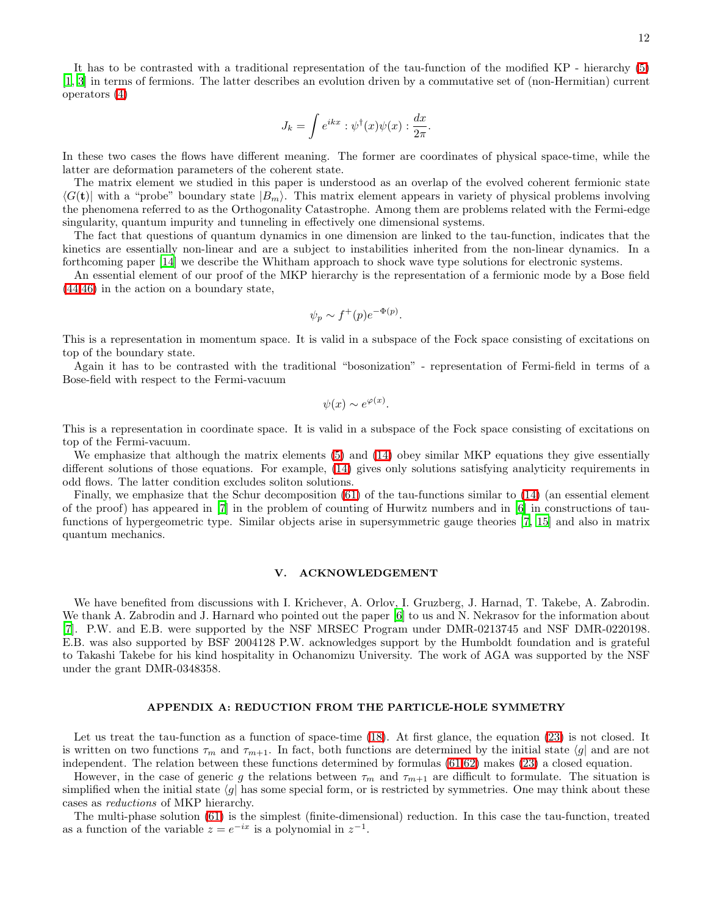It has to be contrasted with a traditional representation of the tau-function of the modified KP - hierarchy (5) [1, 3] in terms of fermions. The latter describes an evolution driven by a commutative set of (non-Hermitian) current operators (4)

$$J_k = \int e^{ikx} : \psi^\dagger(x)\psi(x) : \frac{dx}{2\pi}.$$

In these two cases the flows have different meaning. The former are coordinates of physical space-time, while the latter are deformation parameters of the coherent state.

The matrix element we studied in this paper is understood as an overlap of the evolved coherent fermionic state $\langle G(\mathbf{t})|$ with a "probe" boundary state $|B_m\rangle$. This matrix element appears in variety of physical problems involving the phenomena referred to as the Orthogonality Catastrophe. Among them are problems related with the Fermi-edge singularity, quantum impurity and tunneling in effectively one dimensional systems.

The fact that questions of quantum dynamics in one dimension are linked to the tau-function, indicates that the kinetics are essentially non-linear and are a subject to instabilities inherited from the non-linear dynamics. In a forthcoming paper [14] we describe the Whitham approach to shock wave type solutions for electronic systems.

An essential element of our proof of the MKP hierarchy is the representation of a fermionic mode by a Bose field (44,46) in the action on a boundary state,

$$\psi_p \sim f^+(p)e^{-\Phi(p)}.$$

This is a representation in momentum space. It is valid in a subspace of the Fock space consisting of excitations on top of the boundary state.

Again it has to be contrasted with the traditional "bosonization" - representation of Fermi-field in terms of a Bose-field with respect to the Fermi-vacuum

$$\psi(x) \sim e^{\varphi(x)}.$$

This is a representation in coordinate space. It is valid in a subspace of the Fock space consisting of excitations on top of the Fermi-vacuum.

We emphasize that although the matrix elements (5) and (14) obey similar MKP equations they give essentially different solutions of those equations. For example, (14) gives only solutions satisfying analyticity requirements in odd flows. The latter condition excludes soliton solutions.

Finally, we emphasize that the Schur decomposition (61) of the tau-functions similar to (14) (an essential element of the proof) has appeared in [7] in the problem of counting of Hurwitz numbers and in [6] in constructions of tau-functions of hypergeometric type. Similar objects arise in supersymmetric gauge theories [7, 15] and also in matrix quantum mechanics.

## V. ACKNOWLEDGEMENT

We have benefited from discussions with I. Krichever, A. Orlov, I. Gruzberg, J. Harnad, T. Takebe, A. Zabrodin. We thank A. Zabrodin and J. Harnard who pointed out the paper [6] to us and N. Nekrasov for the information about [7]. P.W. and E.B. were supported by the NSF MRSEC Program under DMR-0213745 and NSF DMR-0220198. E.B. was also supported by BSF 2004128 P.W. acknowledges support by the Humboldt foundation and is grateful to Takashi Takebe for his kind hospitality in Ochanomizu University. The work of AGA was supported by the NSF under the grant DMR-0348358.

## APPENDIX A: REDUCTION FROM THE PARTICLE-HOLE SYMMETRY

Let us treat the tau-function as a function of space-time (18). At first glance, the equation (23) is not closed. It is written on two functions $\tau_m$ and $\tau_{m+1}$. In fact, both functions are determined by the initial state $\langle g|$ and are not independent. The relation between these functions determined by formulas (61,62) makes (23) a closed equation.

However, in the case of generic $g$ the relations between $\tau_m$ and $\tau_{m+1}$ are difficult to formulate. The situation is simplified when the initial state $\langle g|$ has some special form, or is restricted by symmetries. One may think about these cases as *reductions* of MKP hierarchy.

The multi-phase solution (61) is the simplest (finite-dimensional) reduction. In this case the tau-function, treated as a function of the variable $z = e^{-ix}$ is a polynomial in $z^{-1}$.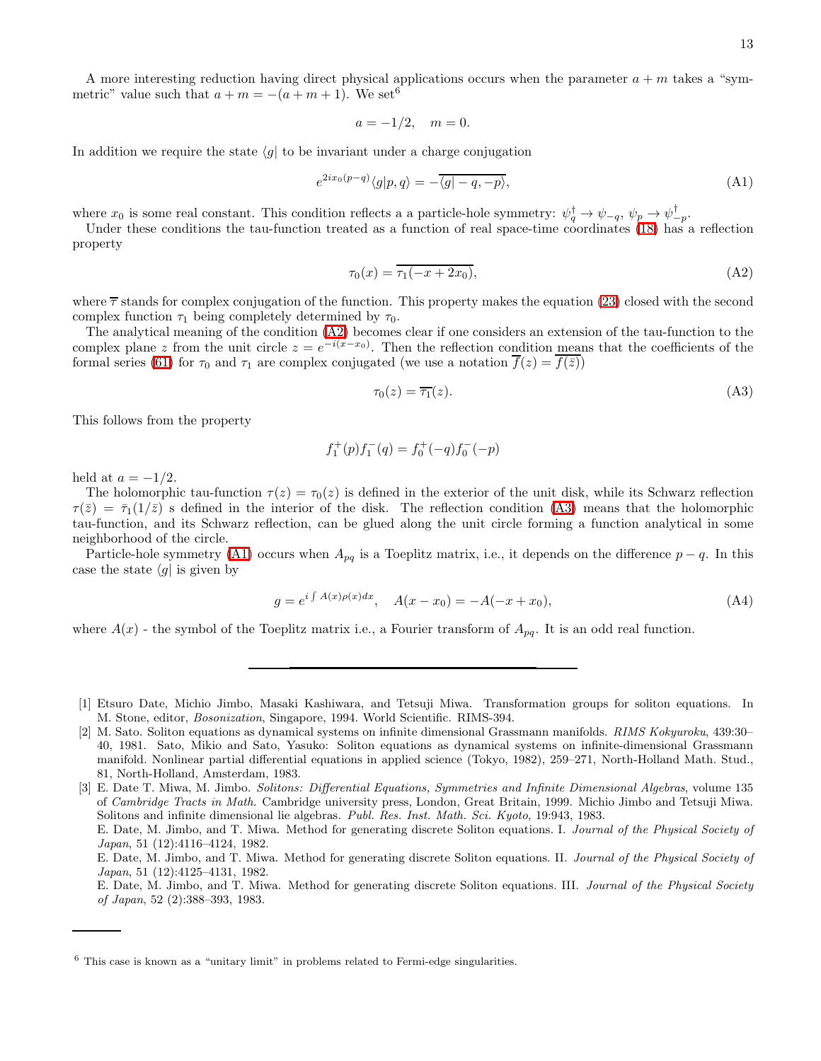A more interesting reduction having direct physical applications occurs when the parameter $a+m$ takes a "symmetric" value such that $a+m = -(a+m+1)$. We set[6]

$$a = -1/2, \quad m = 0.$$

In addition we require the state $\langle g|$ to be invariant under a charge conjugation

$$e^{2ix_0(p-q)}\langle g|p,q\rangle = -\overline{\langle g|-q,-p\rangle}, \tag{A1}$$

where $x_0$ is some real constant. This condition reflects a a particle-hole symmetry: $\psi_q^\dagger \to \psi_{-q}$, $\psi_p \to \psi_{-p}^\dagger$.

Under these conditions the tau-function treated as a function of real space-time coordinates (18) has a reflection property

$$\tau_0(x) = \overline{\tau_1(-x+2x_0)}, \tag{A2}$$

where $\overline{\tau}$ stands for complex conjugation of the function. This property makes the equation (23) closed with the second complex function $\tau_1$ being completely determined by $\tau_0$.

The analytical meaning of the condition (A2) becomes clear if one considers an extension of the tau-function to the complex plane $z$ from the unit circle $z = e^{-i(x-x_0)}$. Then the reflection condition means that the coefficients of the formal series (61) for $\tau_0$ and $\tau_1$ are complex conjugated (we use a notation $\overline{f}(z) = \overline{f(\bar{z})}$)

$$\tau_0(z) = \overline{\tau_1}(z). \tag{A3}$$

This follows from the property

$$f_1^+(p)f_1^-(q) = f_0^+(-q)f_0^-(-p)$$

held at $a = -1/2$.

The holomorphic tau-function $\tau(z) = \tau_0(z)$ is defined in the exterior of the unit disk, while its Schwarz reflection $\tau(\bar{z}) = \bar{\tau}_1(1/\bar{z})$ s defined in the interior of the disk. The reflection condition (A3) means that the holomorphic tau-function, and its Schwarz reflection, can be glued along the unit circle forming a function analytical in some neighborhood of the circle.

Particle-hole symmetry (A1) occurs when $A_{pq}$ is a Toeplitz matrix, i.e., it depends on the difference $p-q$. In this case the state $\langle g|$ is given by

$$g = e^{i\int A(x)\rho(x)dx}, \quad A(x-x_0) = -A(-x+x_0), \tag{A4}$$

where $A(x)$ - the symbol of the Toeplitz matrix i.e., a Fourier transform of $A_{pq}$. It is an odd real function.

---

[1] Etsuro Date, Michio Jimbo, Masaki Kashiwara, and Tetsuji Miwa. Transformation groups for soliton equations. In M. Stone, editor, *Bosonization*, Singapore, 1994. World Scientific. RIMS-394.

[2] M. Sato. Soliton equations as dynamical systems on infinite dimensional Grassmann manifolds. *RIMS Kokyuroku*, 439:30–40, 1981. Sato, Mikio and Sato, Yasuko: Soliton equations as dynamical systems on infinite-dimensional Grassmann manifold. Nonlinear partial differential equations in applied science (Tokyo, 1982), 259–271, North-Holland Math. Stud., 81, North-Holland, Amsterdam, 1983.

[3] E. Date T. Miwa, M. Jimbo. *Solitons: Differential Equations, Symmetries and Infinite Dimensional Algebras*, volume 135 of *Cambridge Tracts in Math.* Cambridge university press, London, Great Britain, 1999. Michio Jimbo and Tetsuji Miwa. Solitons and infinite dimensional lie algebras. *Publ. Res. Inst. Math. Sci. Kyoto*, 19:943, 1983.
E. Date, M. Jimbo, and T. Miwa. Method for generating discrete Soliton equations. I. *Journal of the Physical Society of Japan*, 51 (12):4116–4124, 1982.
E. Date, M. Jimbo, and T. Miwa. Method for generating discrete Soliton equations. II. *Journal of the Physical Society of Japan*, 51 (12):4125–4131, 1982.
E. Date, M. Jimbo, and T. Miwa. Method for generating discrete Soliton equations. III. *Journal of the Physical Society of Japan*, 52 (2):388–393, 1983.

---

[6] This case is known as a "unitary limit" in problems related to Fermi-edge singularities.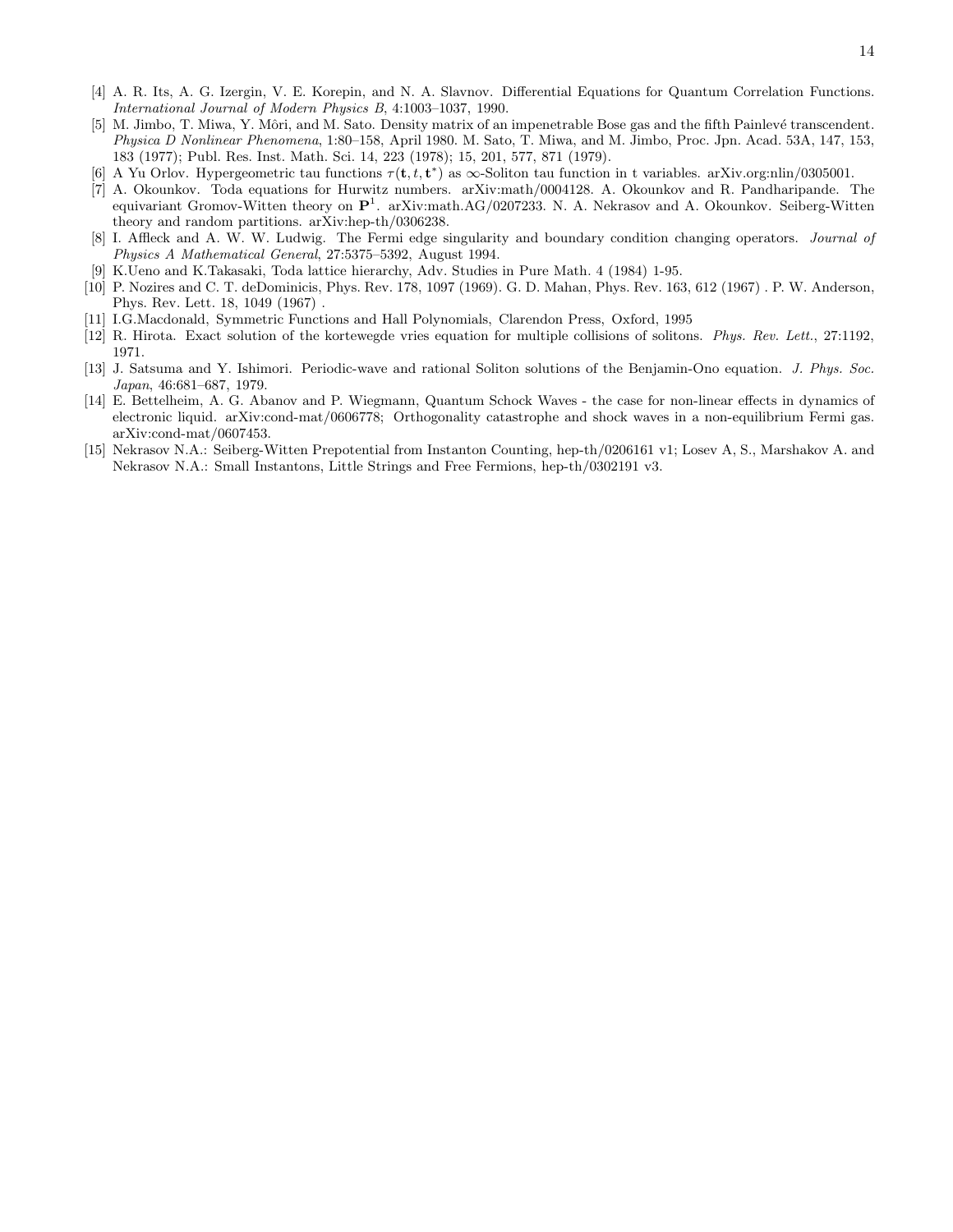[4] A. R. Its, A. G. Izergin, V. E. Korepin, and N. A. Slavnov. Differential Equations for Quantum Correlation Functions. *International Journal of Modern Physics B*, 4:1003–1037, 1990.

[5] M. Jimbo, T. Miwa, Y. Môri, and M. Sato. Density matrix of an impenetrable Bose gas and the fifth Painlevé transcendent. *Physica D Nonlinear Phenomena*, 1:80–158, April 1980. M. Sato, T. Miwa, and M. Jimbo, Proc. Jpn. Acad. 53A, 147, 153, 183 (1977); Publ. Res. Inst. Math. Sci. 14, 223 (1978); 15, 201, 577, 871 (1979).

[6] A Yu Orlov. Hypergeometric tau functions $\tau(\mathbf{t}, t, \mathbf{t}^*)$ as $\infty$-Soliton tau function in t variables. arXiv.org:nlin/0305001.

[7] A. Okounkov. Toda equations for Hurwitz numbers. arXiv:math/0004128. A. Okounkov and R. Pandharipande. The equivariant Gromov-Witten theory on $\mathbf{P}^1$. arXiv:math.AG/0207233. N. A. Nekrasov and A. Okounkov. Seiberg-Witten theory and random partitions. arXiv:hep-th/0306238.

[8] I. Affleck and A. W. W. Ludwig. The Fermi edge singularity and boundary condition changing operators. *Journal of Physics A Mathematical General*, 27:5375–5392, August 1994.

[9] K.Ueno and K.Takasaki, Toda lattice hierarchy, Adv. Studies in Pure Math. 4 (1984) 1-95.

[10] P. Nozires and C. T. deDominicis, Phys. Rev. 178, 1097 (1969). G. D. Mahan, Phys. Rev. 163, 612 (1967) . P. W. Anderson, Phys. Rev. Lett. 18, 1049 (1967) .

[11] I.G.Macdonald, Symmetric Functions and Hall Polynomials, Clarendon Press, Oxford, 1995

[12] R. Hirota. Exact solution of the kortewegde vries equation for multiple collisions of solitons. *Phys. Rev. Lett.*, 27:1192, 1971.

[13] J. Satsuma and Y. Ishimori. Periodic-wave and rational Soliton solutions of the Benjamin-Ono equation. *J. Phys. Soc. Japan*, 46:681–687, 1979.

[14] E. Bettelheim, A. G. Abanov and P. Wiegmann, Quantum Schock Waves - the case for non-linear effects in dynamics of electronic liquid. arXiv:cond-mat/0606778; Orthogonality catastrophe and shock waves in a non-equilibrium Fermi gas. arXiv:cond-mat/0607453.

[15] Nekrasov N.A.: Seiberg-Witten Prepotential from Instanton Counting, hep-th/0206161 v1; Losev A, S., Marshakov A. and Nekrasov N.A.: Small Instantons, Little Strings and Free Fermions, hep-th/0302191 v3.